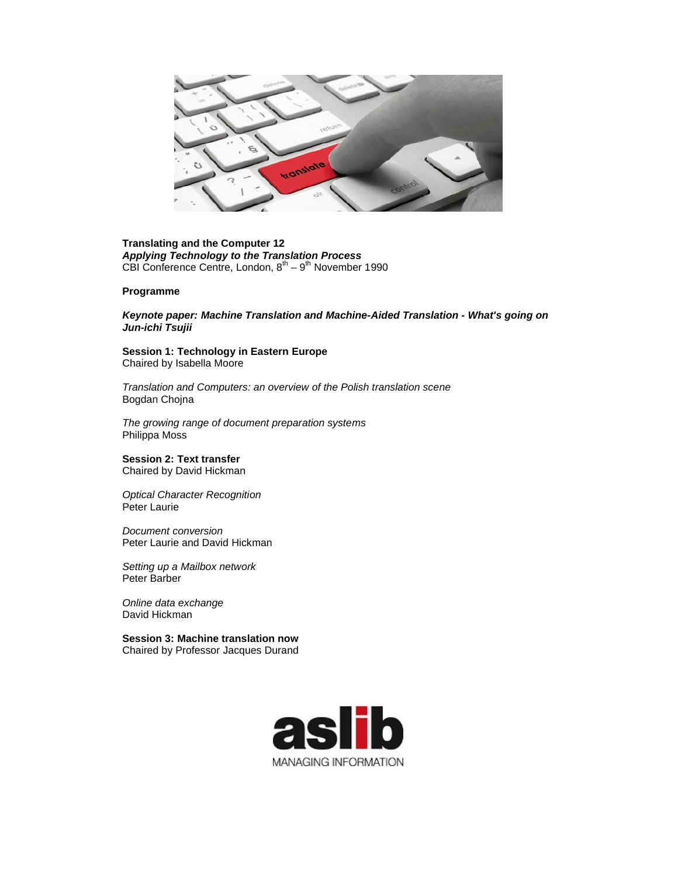**Translating and the Computer 12**
***Applying Technology to the Translation Process***
CBI Conference Centre, London, 8th – 9th November 1990

**Programme**

***Keynote paper: Machine Translation and Machine-Aided Translation - What's going on***
***Jun-ichi Tsujii***

**Session 1: Technology in Eastern Europe**
Chaired by Isabella Moore

*Translation and Computers: an overview of the Polish translation scene*
Bogdan Chojna

*The growing range of document preparation systems*
Philippa Moss

**Session 2: Text transfer**
Chaired by David Hickman

*Optical Character Recognition*
Peter Laurie

*Document conversion*
Peter Laurie and David Hickman

*Setting up a Mailbox network*
Peter Barber

*Online data exchange*
David Hickman

**Session 3: Machine translation now**
Chaired by Professor Jacques Durand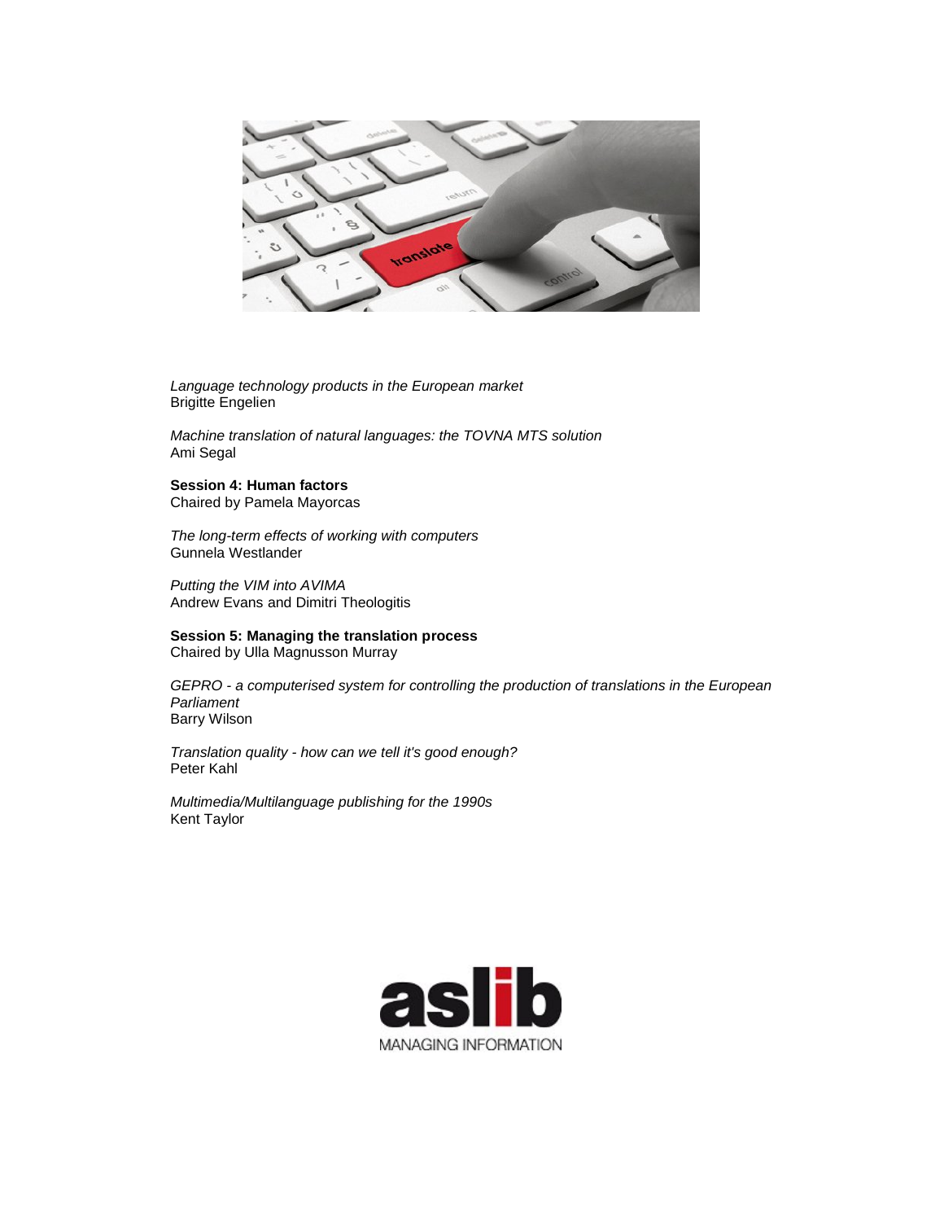*Language technology products in the European market*
Brigitte Engelien

*Machine translation of natural languages: the TOVNA MTS solution*
Ami Segal

**Session 4: Human factors**
Chaired by Pamela Mayorcas

*The long-term effects of working with computers*
Gunnela Westlander

*Putting the VIM into AVIMA*
Andrew Evans and Dimitri Theologitis

**Session 5: Managing the translation process**
Chaired by Ulla Magnusson Murray

*GEPRO - a computerised system for controlling the production of translations in the European Parliament*
Barry Wilson

*Translation quality - how can we tell it's good enough?*
Peter Kahl

*Multimedia/Multilanguage publishing for the 1990s*
Kent Taylor